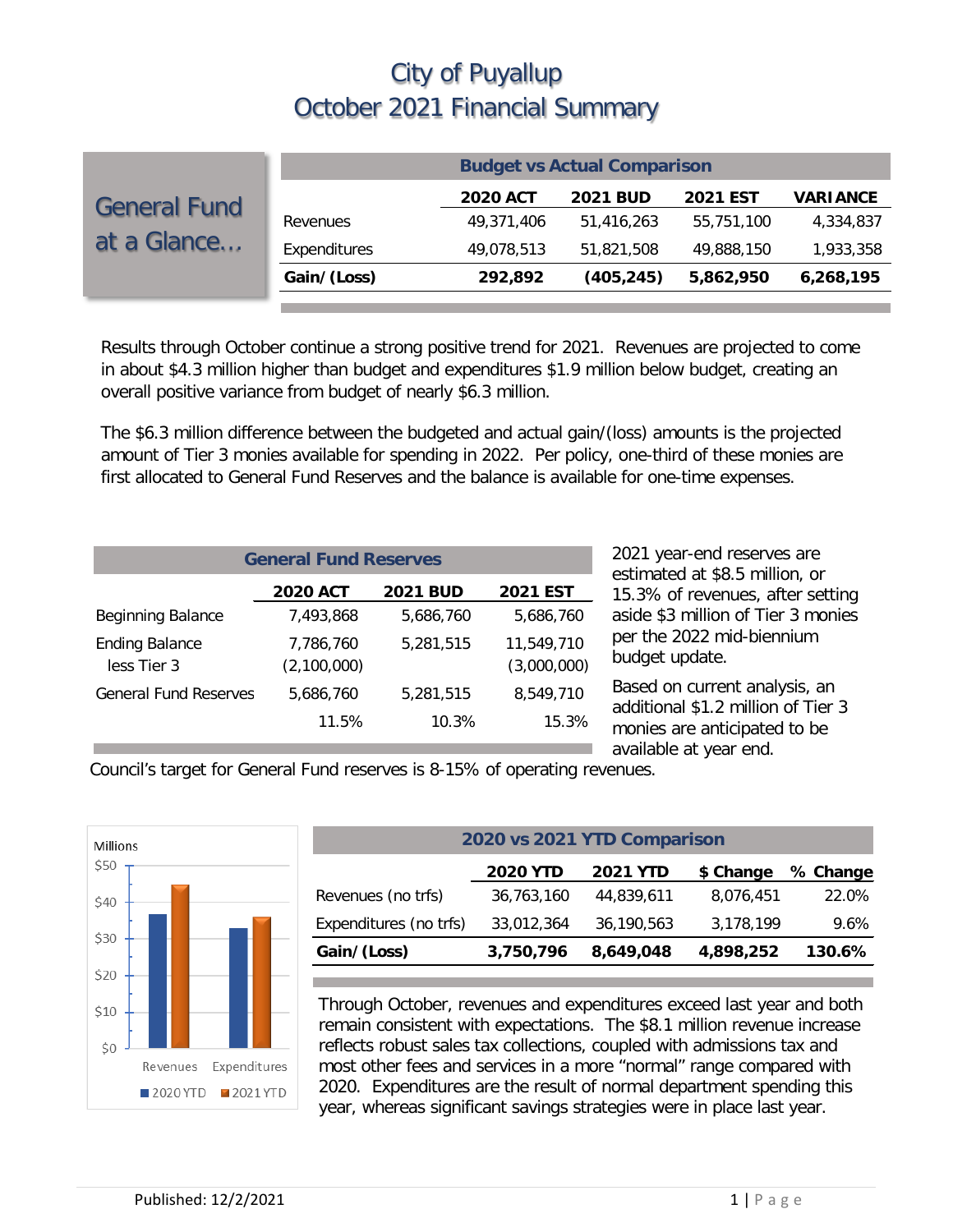# City of Puyallup
# October 2021 Financial Summary

## General Fund at a Glance…

| Budget vs Actual Comparison | | | | |
|---|---|---|---|---|
| | **2020 ACT** | **2021 BUD** | **2021 EST** | **VARIANCE** |
| Revenues | 49,371,406 | 51,416,263 | 55,751,100 | 4,334,837 |
| Expenditures | 49,078,513 | 51,821,508 | 49,888,150 | 1,933,358 |
| **Gain/(Loss)** | **292,892** | **(405,245)** | **5,862,950** | **6,268,195** |

Results through October continue a strong positive trend for 2021. Revenues are projected to come in about $4.3 million higher than budget and expenditures $1.9 million below budget, creating an overall positive variance from budget of nearly $6.3 million.

The $6.3 million difference between the budgeted and actual gain/(loss) amounts is the projected amount of Tier 3 monies available for spending in 2022. Per policy, one-third of these monies are first allocated to General Fund Reserves and the balance is available for one-time expenses.

| General Fund Reserves | | | |
|---|---|---|---|
| | **2020 ACT** | **2021 BUD** | **2021 EST** |
| Beginning Balance | 7,493,868 | 5,686,760 | 5,686,760 |
| Ending Balance | 7,786,760 | 5,281,515 | 11,549,710 |
| less Tier 3 | (2,100,000) | | (3,000,000) |
| General Fund Reserves | 5,686,760 | 5,281,515 | 8,549,710 |
| | 11.5% | 10.3% | 15.3% |

2021 year-end reserves are estimated at $8.5 million, or 15.3% of revenues, after setting aside $3 million of Tier 3 monies per the 2022 mid-biennium budget update.

Based on current analysis, an additional $1.2 million of Tier 3 monies are anticipated to be available at year end.

Council's target for General Fund reserves is 8-15% of operating revenues.

| 2020 vs 2021 YTD Comparison | | | | |
|---|---|---|---|---|
| | **2020 YTD** | **2021 YTD** | **$ Change** | **% Change** |
| Revenues (no trfs) | 36,763,160 | 44,839,611 | 8,076,451 | 22.0% |
| Expenditures (no trfs) | 33,012,364 | 36,190,563 | 3,178,199 | 9.6% |
| **Gain/(Loss)** | **3,750,796** | **8,649,048** | **4,898,252** | **130.6%** |

Through October, revenues and expenditures exceed last year and both remain consistent with expectations. The $8.1 million revenue increase reflects robust sales tax collections, coupled with admissions tax and most other fees and services in a more "normal" range compared with 2020. Expenditures are the result of normal department spending this year, whereas significant savings strategies were in place last year.

Published: 12/2/2021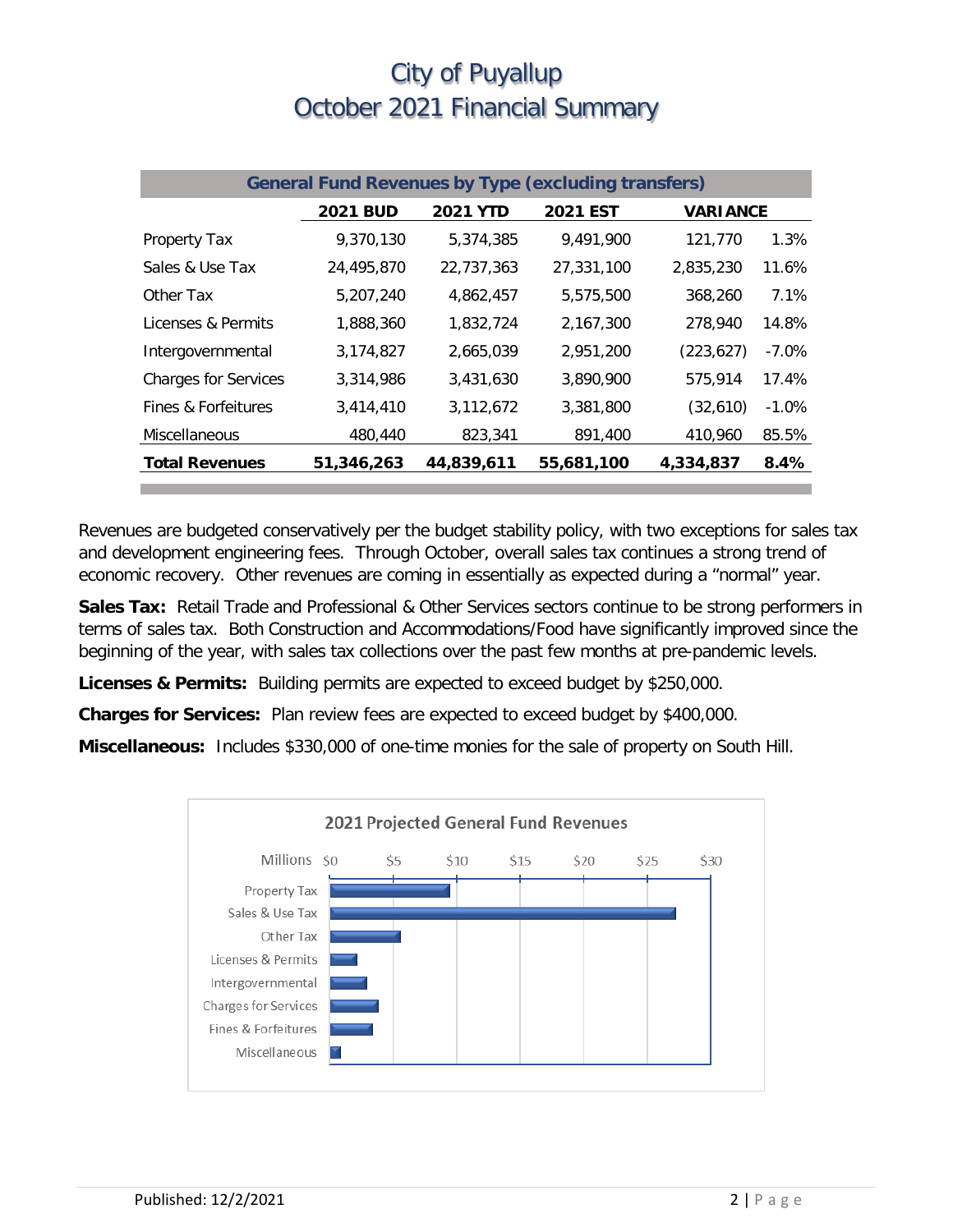# City of Puyallup
# October 2021 Financial Summary

| General Fund Revenues by Type (excluding transfers) | | | | | |
|---|---|---|---|---|---|
| | **2021 BUD** | **2021 YTD** | **2021 EST** | **VARIANCE** | |
| Property Tax | 9,370,130 | 5,374,385 | 9,491,900 | 121,770 | 1.3% |
| Sales & Use Tax | 24,495,870 | 22,737,363 | 27,331,100 | 2,835,230 | 11.6% |
| Other Tax | 5,207,240 | 4,862,457 | 5,575,500 | 368,260 | 7.1% |
| Licenses & Permits | 1,888,360 | 1,832,724 | 2,167,300 | 278,940 | 14.8% |
| Intergovernmental | 3,174,827 | 2,665,039 | 2,951,200 | (223,627) | -7.0% |
| Charges for Services | 3,314,986 | 3,431,630 | 3,890,900 | 575,914 | 17.4% |
| Fines & Forfeitures | 3,414,410 | 3,112,672 | 3,381,800 | (32,610) | -1.0% |
| Miscellaneous | 480,440 | 823,341 | 891,400 | 410,960 | 85.5% |
| **Total Revenues** | **51,346,263** | **44,839,611** | **55,681,100** | **4,334,837** | **8.4%** |

Revenues are budgeted conservatively per the budget stability policy, with two exceptions for sales tax and development engineering fees. Through October, overall sales tax continues a strong trend of economic recovery. Other revenues are coming in essentially as expected during a "normal" year.

**Sales Tax:** Retail Trade and Professional & Other Services sectors continue to be strong performers in terms of sales tax. Both Construction and Accommodations/Food have significantly improved since the beginning of the year, with sales tax collections over the past few months at pre-pandemic levels.

**Licenses & Permits:** Building permits are expected to exceed budget by $250,000.

**Charges for Services:** Plan review fees are expected to exceed budget by $400,000.

**Miscellaneous:** Includes $330,000 of one-time monies for the sale of property on South Hill.

2021 Projected General Fund Revenues

(Millions: $0, $5, $10, $15, $20, $25, $30)

Property Tax, Sales & Use Tax, Other Tax, Licenses & Permits, Intergovernmental, Charges for Services, Fines & Forfeitures, Miscellaneous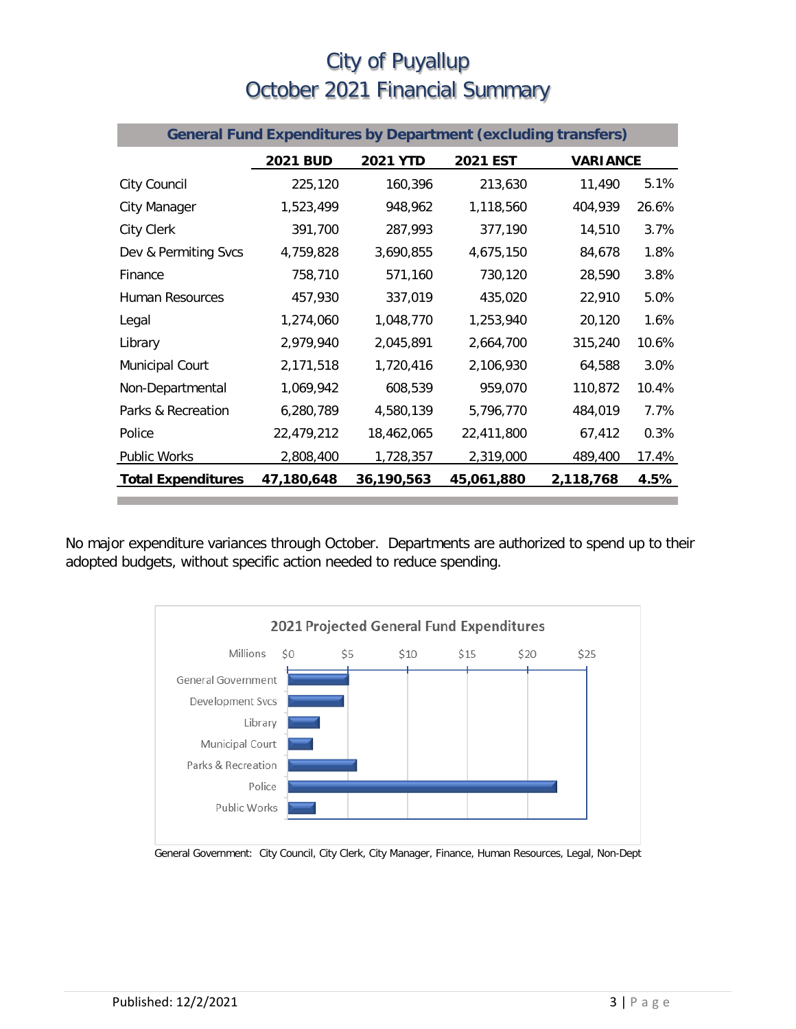# City of Puyallup
# October 2021 Financial Summary

| General Fund Expenditures by Department (excluding transfers) | | | | | |
|---|---|---|---|---|---|
| | **2021 BUD** | **2021 YTD** | **2021 EST** | **VARIANCE** | |
| City Council | 225,120 | 160,396 | 213,630 | 11,490 | 5.1% |
| City Manager | 1,523,499 | 948,962 | 1,118,560 | 404,939 | 26.6% |
| City Clerk | 391,700 | 287,993 | 377,190 | 14,510 | 3.7% |
| Dev & Permiting Svcs | 4,759,828 | 3,690,855 | 4,675,150 | 84,678 | 1.8% |
| Finance | 758,710 | 571,160 | 730,120 | 28,590 | 3.8% |
| Human Resources | 457,930 | 337,019 | 435,020 | 22,910 | 5.0% |
| Legal | 1,274,060 | 1,048,770 | 1,253,940 | 20,120 | 1.6% |
| Library | 2,979,940 | 2,045,891 | 2,664,700 | 315,240 | 10.6% |
| Municipal Court | 2,171,518 | 1,720,416 | 2,106,930 | 64,588 | 3.0% |
| Non-Departmental | 1,069,942 | 608,539 | 959,070 | 110,872 | 10.4% |
| Parks & Recreation | 6,280,789 | 4,580,139 | 5,796,770 | 484,019 | 7.7% |
| Police | 22,479,212 | 18,462,065 | 22,411,800 | 67,412 | 0.3% |
| Public Works | 2,808,400 | 1,728,357 | 2,319,000 | 489,400 | 17.4% |
| **Total Expenditures** | **47,180,648** | **36,190,563** | **45,061,880** | **2,118,768** | **4.5%** |

No major expenditure variances through October. Departments are authorized to spend up to their adopted budgets, without specific action needed to reduce spending.

**2021 Projected General Fund Expenditures**

General Government: City Council, City Clerk, City Manager, Finance, Human Resources, Legal, Non-Dept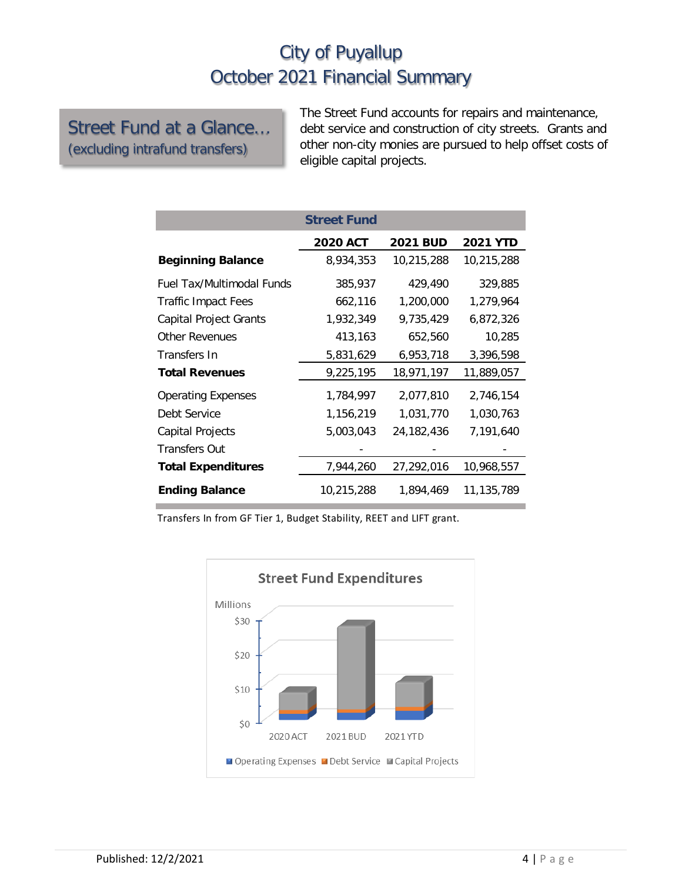# City of Puyallup
# October 2021 Financial Summary

## Street Fund at a Glance…
(excluding intrafund transfers)

The Street Fund accounts for repairs and maintenance, debt service and construction of city streets. Grants and other non-city monies are pursued to help offset costs of eligible capital projects.

| Street Fund | 2020 ACT | 2021 BUD | 2021 YTD |
|---|---|---|---|
| **Beginning Balance** | 8,934,353 | 10,215,288 | 10,215,288 |
| Fuel Tax/Multimodal Funds | 385,937 | 429,490 | 329,885 |
| Traffic Impact Fees | 662,116 | 1,200,000 | 1,279,964 |
| Capital Project Grants | 1,932,349 | 9,735,429 | 6,872,326 |
| Other Revenues | 413,163 | 652,560 | 10,285 |
| Transfers In | 5,831,629 | 6,953,718 | 3,396,598 |
| **Total Revenues** | 9,225,195 | 18,971,197 | 11,889,057 |
| Operating Expenses | 1,784,997 | 2,077,810 | 2,746,154 |
| Debt Service | 1,156,219 | 1,031,770 | 1,030,763 |
| Capital Projects | 5,003,043 | 24,182,436 | 7,191,640 |
| Transfers Out | - | - | - |
| **Total Expenditures** | 7,944,260 | 27,292,016 | 10,968,557 |
| **Ending Balance** | 10,215,288 | 1,894,469 | 11,135,789 |

Transfers In from GF Tier 1, Budget Stability, REET and LIFT grant.

**Street Fund Expenditures**

Millions: $0, $10, $20, $30

2020 ACT, 2021 BUD, 2021 YTD

Operating Expenses, Debt Service, Capital Projects

Published: 12/2/2021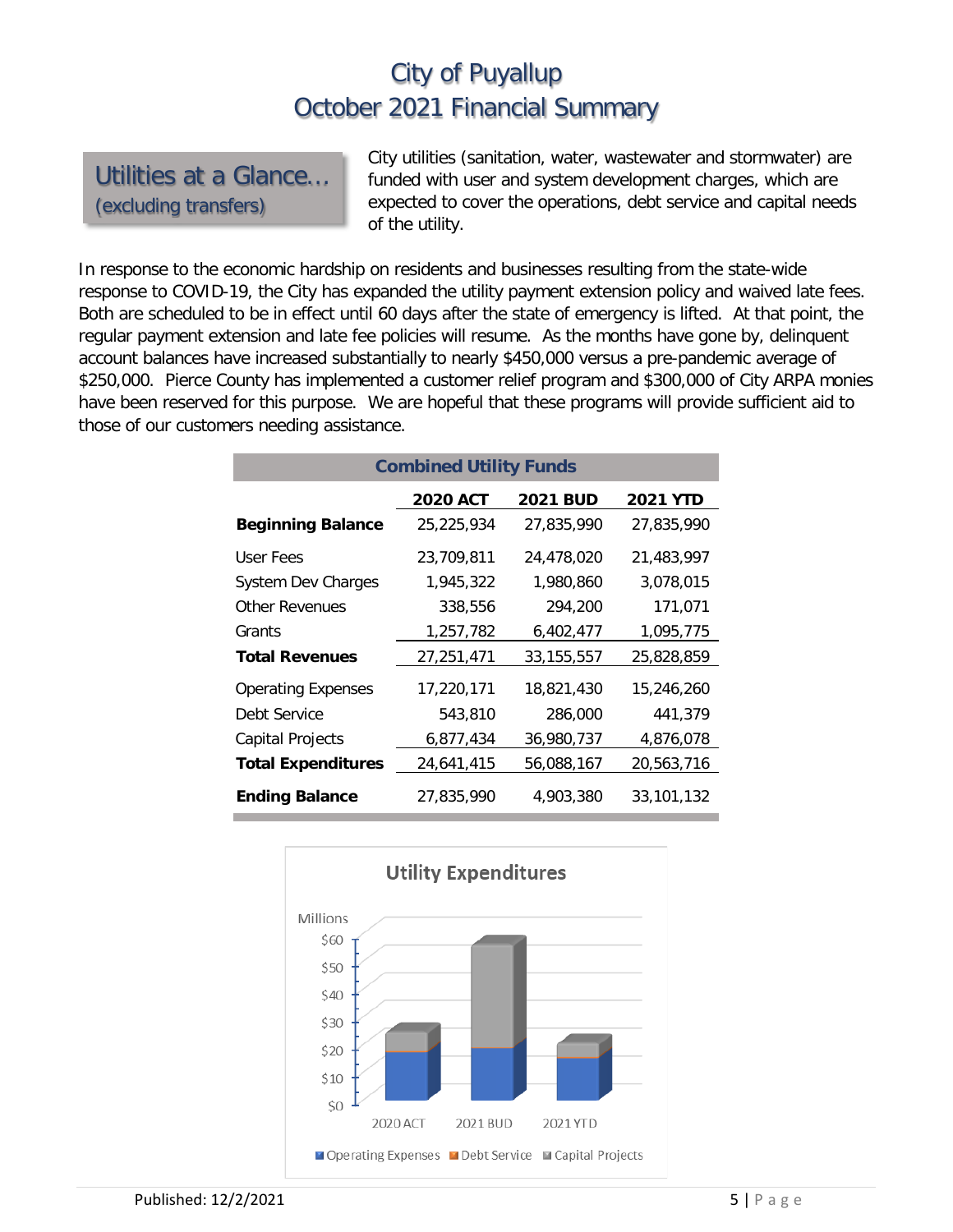# City of Puyallup
# October 2021 Financial Summary

## Utilities at a Glance… (excluding transfers)

City utilities (sanitation, water, wastewater and stormwater) are funded with user and system development charges, which are expected to cover the operations, debt service and capital needs of the utility.

In response to the economic hardship on residents and businesses resulting from the state-wide response to COVID-19, the City has expanded the utility payment extension policy and waived late fees. Both are scheduled to be in effect until 60 days after the state of emergency is lifted. At that point, the regular payment extension and late fee policies will resume. As the months have gone by, delinquent account balances have increased substantially to nearly $450,000 versus a pre-pandemic average of $250,000. Pierce County has implemented a customer relief program and $300,000 of City ARPA monies have been reserved for this purpose. We are hopeful that these programs will provide sufficient aid to those of our customers needing assistance.

**Combined Utility Funds**

| | 2020 ACT | 2021 BUD | 2021 YTD |
|---|---|---|---|
| **Beginning Balance** | 25,225,934 | 27,835,990 | 27,835,990 |
| User Fees | 23,709,811 | 24,478,020 | 21,483,997 |
| System Dev Charges | 1,945,322 | 1,980,860 | 3,078,015 |
| Other Revenues | 338,556 | 294,200 | 171,071 |
| Grants | 1,257,782 | 6,402,477 | 1,095,775 |
| **Total Revenues** | 27,251,471 | 33,155,557 | 25,828,859 |
| Operating Expenses | 17,220,171 | 18,821,430 | 15,246,260 |
| Debt Service | 543,810 | 286,000 | 441,379 |
| Capital Projects | 6,877,434 | 36,980,737 | 4,876,078 |
| **Total Expenditures** | 24,641,415 | 56,088,167 | 20,563,716 |
| **Ending Balance** | 27,835,990 | 4,903,380 | 33,101,132 |

**Utility Expenditures**

Millions: $0, $10, $20, $30, $40, $50, $60

2020 ACT | 2021 BUD | 2021 YTD

Operating Expenses | Debt Service | Capital Projects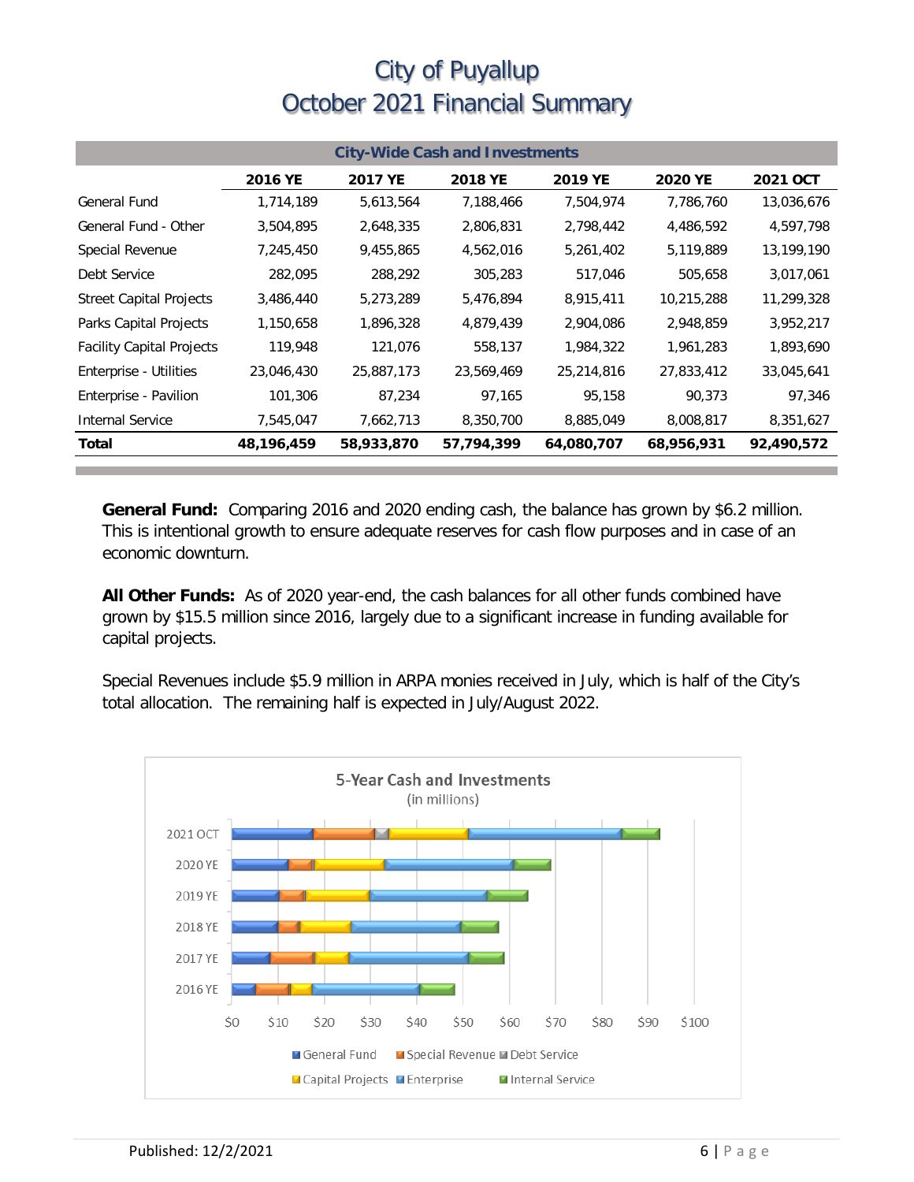# City of Puyallup
# October 2021 Financial Summary

| City-Wide Cash and Investments | | | | | | |
|---|---|---|---|---|---|---|
| | 2016 YE | 2017 YE | 2018 YE | 2019 YE | 2020 YE | 2021 OCT |
| General Fund | 1,714,189 | 5,613,564 | 7,188,466 | 7,504,974 | 7,786,760 | 13,036,676 |
| General Fund - Other | 3,504,895 | 2,648,335 | 2,806,831 | 2,798,442 | 4,486,592 | 4,597,798 |
| Special Revenue | 7,245,450 | 9,455,865 | 4,562,016 | 5,261,402 | 5,119,889 | 13,199,190 |
| Debt Service | 282,095 | 288,292 | 305,283 | 517,046 | 505,658 | 3,017,061 |
| Street Capital Projects | 3,486,440 | 5,273,289 | 5,476,894 | 8,915,411 | 10,215,288 | 11,299,328 |
| Parks Capital Projects | 1,150,658 | 1,896,328 | 4,879,439 | 2,904,086 | 2,948,859 | 3,952,217 |
| Facility Capital Projects | 119,948 | 121,076 | 558,137 | 1,984,322 | 1,961,283 | 1,893,690 |
| Enterprise - Utilities | 23,046,430 | 25,887,173 | 23,569,469 | 25,214,816 | 27,833,412 | 33,045,641 |
| Enterprise - Pavilion | 101,306 | 87,234 | 97,165 | 95,158 | 90,373 | 97,346 |
| Internal Service | 7,545,047 | 7,662,713 | 8,350,700 | 8,885,049 | 8,008,817 | 8,351,627 |
| **Total** | **48,196,459** | **58,933,870** | **57,794,399** | **64,080,707** | **68,956,931** | **92,490,572** |

**General Fund:** Comparing 2016 and 2020 ending cash, the balance has grown by $6.2 million. This is intentional growth to ensure adequate reserves for cash flow purposes and in case of an economic downturn.

**All Other Funds:** As of 2020 year-end, the cash balances for all other funds combined have grown by $15.5 million since 2016, largely due to a significant increase in funding available for capital projects.

Special Revenues include $5.9 million in ARPA monies received in July, which is half of the City's total allocation. The remaining half is expected in July/August 2022.

5-Year Cash and Investments (in millions)

Legend: General Fund, Special Revenue, Debt Service, Capital Projects, Enterprise, Internal Service

Published: 12/2/2021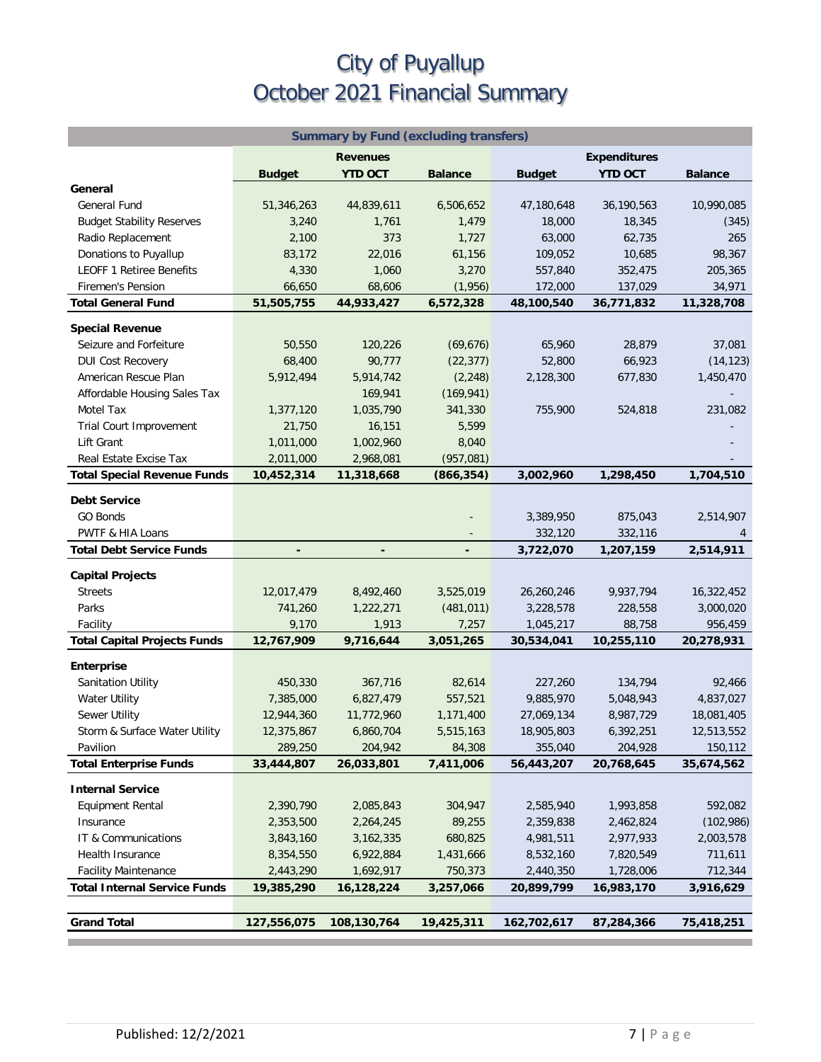# City of Puyallup
# October 2021 Financial Summary

| Summary by Fund (excluding transfers) | | | | | | |
|---|---|---|---|---|---|---|
| | Revenues | | | Expenditures | | |
| | **Budget** | **YTD OCT** | **Balance** | **Budget** | **YTD OCT** | **Balance** |
| **General** | | | | | | |
| General Fund | 51,346,263 | 44,839,611 | 6,506,652 | 47,180,648 | 36,190,563 | 10,990,085 |
| Budget Stability Reserves | 3,240 | 1,761 | 1,479 | 18,000 | 18,345 | (345) |
| Radio Replacement | 2,100 | 373 | 1,727 | 63,000 | 62,735 | 265 |
| Donations to Puyallup | 83,172 | 22,016 | 61,156 | 109,052 | 10,685 | 98,367 |
| LEOFF 1 Retiree Benefits | 4,330 | 1,060 | 3,270 | 557,840 | 352,475 | 205,365 |
| Firemen's Pension | 66,650 | 68,606 | (1,956) | 172,000 | 137,029 | 34,971 |
| **Total General Fund** | **51,505,755** | **44,933,427** | **6,572,328** | **48,100,540** | **36,771,832** | **11,328,708** |
| **Special Revenue** | | | | | | |
| Seizure and Forfeiture | 50,550 | 120,226 | (69,676) | 65,960 | 28,879 | 37,081 |
| DUI Cost Recovery | 68,400 | 90,777 | (22,377) | 52,800 | 66,923 | (14,123) |
| American Rescue Plan | 5,912,494 | 5,914,742 | (2,248) | 2,128,300 | 677,830 | 1,450,470 |
| Affordable Housing Sales Tax | | 169,941 | (169,941) | | | - |
| Motel Tax | 1,377,120 | 1,035,790 | 341,330 | 755,900 | 524,818 | 231,082 |
| Trial Court Improvement | 21,750 | 16,151 | 5,599 | | | - |
| Lift Grant | 1,011,000 | 1,002,960 | 8,040 | | | - |
| Real Estate Excise Tax | 2,011,000 | 2,968,081 | (957,081) | | | - |
| **Total Special Revenue Funds** | **10,452,314** | **11,318,668** | **(866,354)** | **3,002,960** | **1,298,450** | **1,704,510** |
| **Debt Service** | | | | | | |
| GO Bonds | | | - | 3,389,950 | 875,043 | 2,514,907 |
| PWTF & HIA Loans | | | - | 332,120 | 332,116 | 4 |
| **Total Debt Service Funds** | **-** | **-** | **-** | **3,722,070** | **1,207,159** | **2,514,911** |
| **Capital Projects** | | | | | | |
| Streets | 12,017,479 | 8,492,460 | 3,525,019 | 26,260,246 | 9,937,794 | 16,322,452 |
| Parks | 741,260 | 1,222,271 | (481,011) | 3,228,578 | 228,558 | 3,000,020 |
| Facility | 9,170 | 1,913 | 7,257 | 1,045,217 | 88,758 | 956,459 |
| **Total Capital Projects Funds** | **12,767,909** | **9,716,644** | **3,051,265** | **30,534,041** | **10,255,110** | **20,278,931** |
| **Enterprise** | | | | | | |
| Sanitation Utility | 450,330 | 367,716 | 82,614 | 227,260 | 134,794 | 92,466 |
| Water Utility | 7,385,000 | 6,827,479 | 557,521 | 9,885,970 | 5,048,943 | 4,837,027 |
| Sewer Utility | 12,944,360 | 11,772,960 | 1,171,400 | 27,069,134 | 8,987,729 | 18,081,405 |
| Storm & Surface Water Utility | 12,375,867 | 6,860,704 | 5,515,163 | 18,905,803 | 6,392,251 | 12,513,552 |
| Pavilion | 289,250 | 204,942 | 84,308 | 355,040 | 204,928 | 150,112 |
| **Total Enterprise Funds** | **33,444,807** | **26,033,801** | **7,411,006** | **56,443,207** | **20,768,645** | **35,674,562** |
| **Internal Service** | | | | | | |
| Equipment Rental | 2,390,790 | 2,085,843 | 304,947 | 2,585,940 | 1,993,858 | 592,082 |
| Insurance | 2,353,500 | 2,264,245 | 89,255 | 2,359,838 | 2,462,824 | (102,986) |
| IT & Communications | 3,843,160 | 3,162,335 | 680,825 | 4,981,511 | 2,977,933 | 2,003,578 |
| Health Insurance | 8,354,550 | 6,922,884 | 1,431,666 | 8,532,160 | 7,820,549 | 711,611 |
| Facility Maintenance | 2,443,290 | 1,692,917 | 750,373 | 2,440,350 | 1,728,006 | 712,344 |
| **Total Internal Service Funds** | **19,385,290** | **16,128,224** | **3,257,066** | **20,899,799** | **16,983,170** | **3,916,629** |
| **Grand Total** | **127,556,075** | **108,130,764** | **19,425,311** | **162,702,617** | **87,284,366** | **75,418,251** |

Published: 12/2/2021